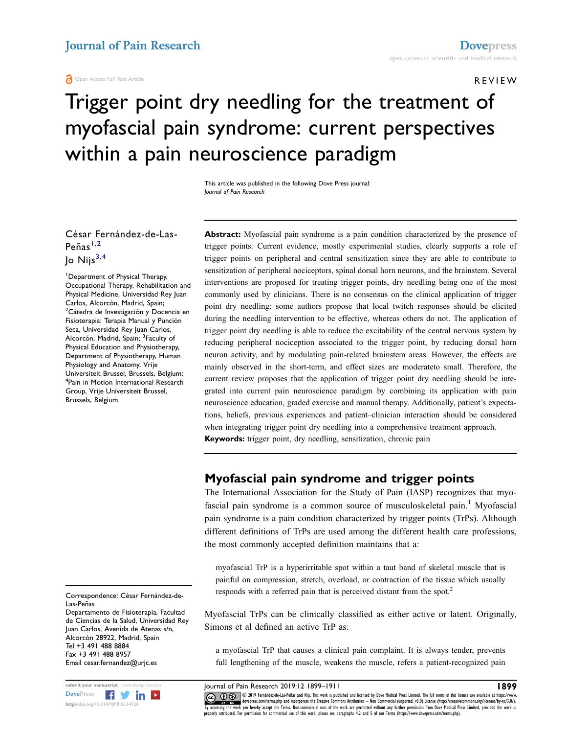REVIEW

# Trigger point dry needling for the treatment of myofascial pain syndrome: current perspectives within a pain neuroscience paradigm

This article was published in the following Dove Press journal: *Journal of Pain Research*

César Fernández-de-Las-Peñas[1,2]
Jo Nijs[3,4]

[1]Department of Physical Therapy, Occupational Therapy, Rehabilitation and Physical Medicine, Universidad Rey Juan Carlos, Alcorcón, Madrid, Spain; [2]Cátedra de Investigación y Docencia en Fisioterapia: Terapia Manual y Punción Seca, Universidad Rey Juan Carlos, Alcorcón, Madrid, Spain; [3]Faculty of Physical Education and Physiotherapy, Department of Physiotherapy, Human Physiology and Anatomy, Vrije Universiteit Brussel, Brussels, Belgium; [4]Pain in Motion International Research Group, Vrije Universiteit Brussel, Brussels, Belgium

Correspondence: César Fernández-de-Las-Peñas
Departamento de Fisioterapia, Facultad de Ciencias de la Salud, Universidad Rey Juan Carlos, Avenida de Atenas s/n, Alcorcón 28922, Madrid, Spain
Tel +3 491 488 8884
Fax +3 491 488 8957
Email cesar.fernandez@urjc.es

**Abstract:** Myofascial pain syndrome is a pain condition characterized by the presence of trigger points. Current evidence, mostly experimental studies, clearly supports a role of trigger points on peripheral and central sensitization since they are able to contribute to sensitization of peripheral nociceptors, spinal dorsal horn neurons, and the brainstem. Several interventions are proposed for treating trigger points, dry needling being one of the most commonly used by clinicians. There is no consensus on the clinical application of trigger point dry needling: some authors propose that local twitch responses should be elicited during the needling intervention to be effective, whereas others do not. The application of trigger point dry needling is able to reduce the excitability of the central nervous system by reducing peripheral nociception associated to the trigger point, by reducing dorsal horn neuron activity, and by modulating pain-related brainstem areas. However, the effects are mainly observed in the short-term, and effect sizes are moderateto small. Therefore, the current review proposes that the application of trigger point dry needling should be integrated into current pain neuroscience paradigm by combining its application with pain neuroscience education, graded exercise and manual therapy. Additionally, patient's expectations, beliefs, previous experiences and patient–clinician interaction should be considered when integrating trigger point dry needling into a comprehensive treatment approach.

**Keywords:** trigger point, dry needling, sensitization, chronic pain

## Myofascial pain syndrome and trigger points

The International Association for the Study of Pain (IASP) recognizes that myofascial pain syndrome is a common source of musculoskeletal pain.[1] Myofascial pain syndrome is a pain condition characterized by trigger points (TrPs). Although different definitions of TrPs are used among the different health care professions, the most commonly accepted definition maintains that a:

> myofascial TrP is a hyperirritable spot within a taut band of skeletal muscle that is painful on compression, stretch, overload, or contraction of the tissue which usually responds with a referred pain that is perceived distant from the spot.[2]

Myofascial TrPs can be clinically classified as either active or latent. Originally, Simons et al defined an active TrP as:

> a myofascial TrP that causes a clinical pain complaint. It is always tender, prevents full lengthening of the muscle, weakens the muscle, refers a patient-recognized pain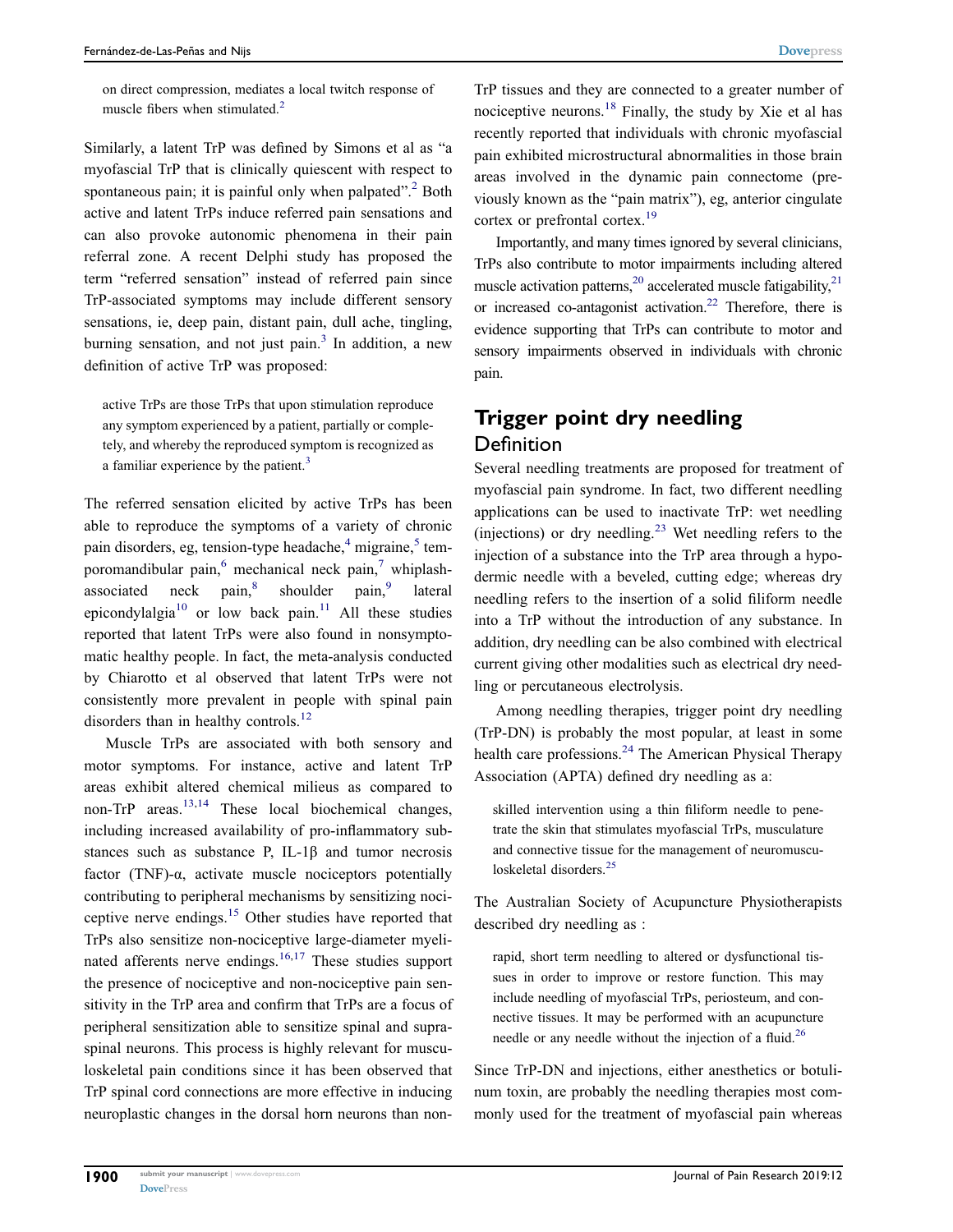on direct compression, mediates a local twitch response of muscle fibers when stimulated.[2]

Similarly, a latent TrP was defined by Simons et al as "a myofascial TrP that is clinically quiescent with respect to spontaneous pain; it is painful only when palpated".[2] Both active and latent TrPs induce referred pain sensations and can also provoke autonomic phenomena in their pain referral zone. A recent Delphi study has proposed the term "referred sensation" instead of referred pain since TrP-associated symptoms may include different sensory sensations, ie, deep pain, distant pain, dull ache, tingling, burning sensation, and not just pain.[3] In addition, a new definition of active TrP was proposed:

> active TrPs are those TrPs that upon stimulation reproduce any symptom experienced by a patient, partially or completely, and whereby the reproduced symptom is recognized as a familiar experience by the patient.[3]

The referred sensation elicited by active TrPs has been able to reproduce the symptoms of a variety of chronic pain disorders, eg, tension-type headache,[4] migraine,[5] temporomandibular pain,[6] mechanical neck pain,[7] whiplash-associated neck pain,[8] shoulder pain,[9] lateral epicondylalgia[10] or low back pain.[11] All these studies reported that latent TrPs were also found in nonsymptomatic healthy people. In fact, the meta-analysis conducted by Chiarotto et al observed that latent TrPs were not consistently more prevalent in people with spinal pain disorders than in healthy controls.[12]

Muscle TrPs are associated with both sensory and motor symptoms. For instance, active and latent TrP areas exhibit altered chemical milieus as compared to non-TrP areas.[13,14] These local biochemical changes, including increased availability of pro-inflammatory substances such as substance P, IL-1β and tumor necrosis factor (TNF)-α, activate muscle nociceptors potentially contributing to peripheral mechanisms by sensitizing nociceptive nerve endings.[15] Other studies have reported that TrPs also sensitize non-nociceptive large-diameter myelinated afferents nerve endings.[16,17] These studies support the presence of nociceptive and non-nociceptive pain sensitivity in the TrP area and confirm that TrPs are a focus of peripheral sensitization able to sensitize spinal and supraspinal neurons. This process is highly relevant for musculoskeletal pain conditions since it has been observed that TrP spinal cord connections are more effective in inducing neuroplastic changes in the dorsal horn neurons than non-TrP tissues and they are connected to a greater number of nociceptive neurons.[18] Finally, the study by Xie et al has recently reported that individuals with chronic myofascial pain exhibited microstructural abnormalities in those brain areas involved in the dynamic pain connectome (previously known as the "pain matrix"), eg, anterior cingulate cortex or prefrontal cortex.[19]

Importantly, and many times ignored by several clinicians, TrPs also contribute to motor impairments including altered muscle activation patterns,[20] accelerated muscle fatigability,[21] or increased co-antagonist activation.[22] Therefore, there is evidence supporting that TrPs can contribute to motor and sensory impairments observed in individuals with chronic pain.

## Trigger point dry needling

### Definition

Several needling treatments are proposed for treatment of myofascial pain syndrome. In fact, two different needling applications can be used to inactivate TrP: wet needling (injections) or dry needling.[23] Wet needling refers to the injection of a substance into the TrP area through a hypodermic needle with a beveled, cutting edge; whereas dry needling refers to the insertion of a solid filiform needle into a TrP without the introduction of any substance. In addition, dry needling can be also combined with electrical current giving other modalities such as electrical dry needling or percutaneous electrolysis.

Among needling therapies, trigger point dry needling (TrP-DN) is probably the most popular, at least in some health care professions.[24] The American Physical Therapy Association (APTA) defined dry needling as a:

> skilled intervention using a thin filiform needle to penetrate the skin that stimulates myofascial TrPs, musculature and connective tissue for the management of neuromusculoskeletal disorders.[25]

The Australian Society of Acupuncture Physiotherapists described dry needling as :

> rapid, short term needling to altered or dysfunctional tissues in order to improve or restore function. This may include needling of myofascial TrPs, periosteum, and connective tissues. It may be performed with an acupuncture needle or any needle without the injection of a fluid.[26]

Since TrP-DN and injections, either anesthetics or botulinum toxin, are probably the needling therapies most commonly used for the treatment of myofascial pain whereas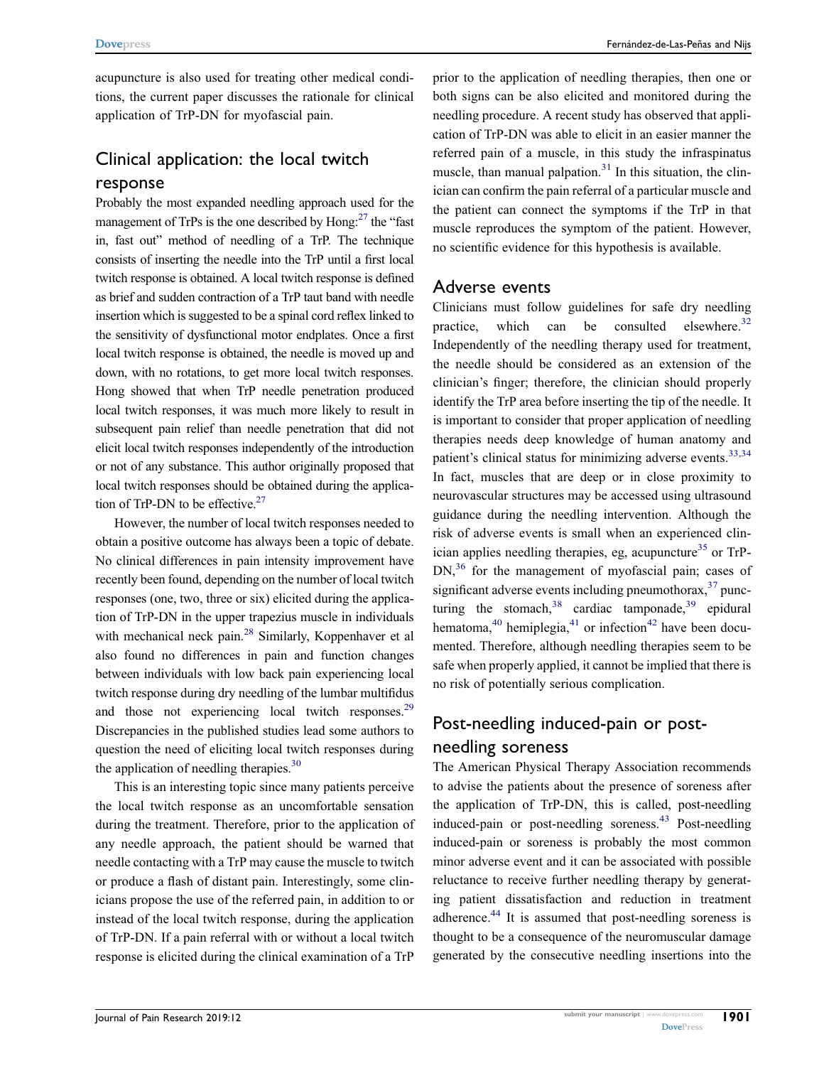acupuncture is also used for treating other medical conditions, the current paper discusses the rationale for clinical application of TrP-DN for myofascial pain.

## Clinical application: the local twitch response

Probably the most expanded needling approach used for the management of TrPs is the one described by Hong:[27] the "fast in, fast out" method of needling of a TrP. The technique consists of inserting the needle into the TrP until a first local twitch response is obtained. A local twitch response is defined as brief and sudden contraction of a TrP taut band with needle insertion which is suggested to be a spinal cord reflex linked to the sensitivity of dysfunctional motor endplates. Once a first local twitch response is obtained, the needle is moved up and down, with no rotations, to get more local twitch responses. Hong showed that when TrP needle penetration produced local twitch responses, it was much more likely to result in subsequent pain relief than needle penetration that did not elicit local twitch responses independently of the introduction or not of any substance. This author originally proposed that local twitch responses should be obtained during the application of TrP-DN to be effective.[27]

However, the number of local twitch responses needed to obtain a positive outcome has always been a topic of debate. No clinical differences in pain intensity improvement have recently been found, depending on the number of local twitch responses (one, two, three or six) elicited during the application of TrP-DN in the upper trapezius muscle in individuals with mechanical neck pain.[28] Similarly, Koppenhaver et al also found no differences in pain and function changes between individuals with low back pain experiencing local twitch response during dry needling of the lumbar multifidus and those not experiencing local twitch responses.[29] Discrepancies in the published studies lead some authors to question the need of eliciting local twitch responses during the application of needling therapies.[30]

This is an interesting topic since many patients perceive the local twitch response as an uncomfortable sensation during the treatment. Therefore, prior to the application of any needle approach, the patient should be warned that needle contacting with a TrP may cause the muscle to twitch or produce a flash of distant pain. Interestingly, some clinicians propose the use of the referred pain, in addition to or instead of the local twitch response, during the application of TrP-DN. If a pain referral with or without a local twitch response is elicited during the clinical examination of a TrP prior to the application of needling therapies, then one or both signs can be also elicited and monitored during the needling procedure. A recent study has observed that application of TrP-DN was able to elicit in an easier manner the referred pain of a muscle, in this study the infraspinatus muscle, than manual palpation.[31] In this situation, the clinician can confirm the pain referral of a particular muscle and the patient can connect the symptoms if the TrP in that muscle reproduces the symptom of the patient. However, no scientific evidence for this hypothesis is available.

## Adverse events

Clinicians must follow guidelines for safe dry needling practice, which can be consulted elsewhere.[32] Independently of the needling therapy used for treatment, the needle should be considered as an extension of the clinician's finger; therefore, the clinician should properly identify the TrP area before inserting the tip of the needle. It is important to consider that proper application of needling therapies needs deep knowledge of human anatomy and patient's clinical status for minimizing adverse events.[33,34] In fact, muscles that are deep or in close proximity to neurovascular structures may be accessed using ultrasound guidance during the needling intervention. Although the risk of adverse events is small when an experienced clinician applies needling therapies, eg, acupuncture[35] or TrP-DN,[36] for the management of myofascial pain; cases of significant adverse events including pneumothorax,[37] puncturing the stomach,[38] cardiac tamponade,[39] epidural hematoma,[40] hemiplegia,[41] or infection[42] have been documented. Therefore, although needling therapies seem to be safe when properly applied, it cannot be implied that there is no risk of potentially serious complication.

## Post-needling induced-pain or post-needling soreness

The American Physical Therapy Association recommends to advise the patients about the presence of soreness after the application of TrP-DN, this is called, post-needling induced-pain or post-needling soreness.[43] Post-needling induced-pain or soreness is probably the most common minor adverse event and it can be associated with possible reluctance to receive further needling therapy by generating patient dissatisfaction and reduction in treatment adherence.[44] It is assumed that post-needling soreness is thought to be a consequence of the neuromuscular damage generated by the consecutive needling insertions into the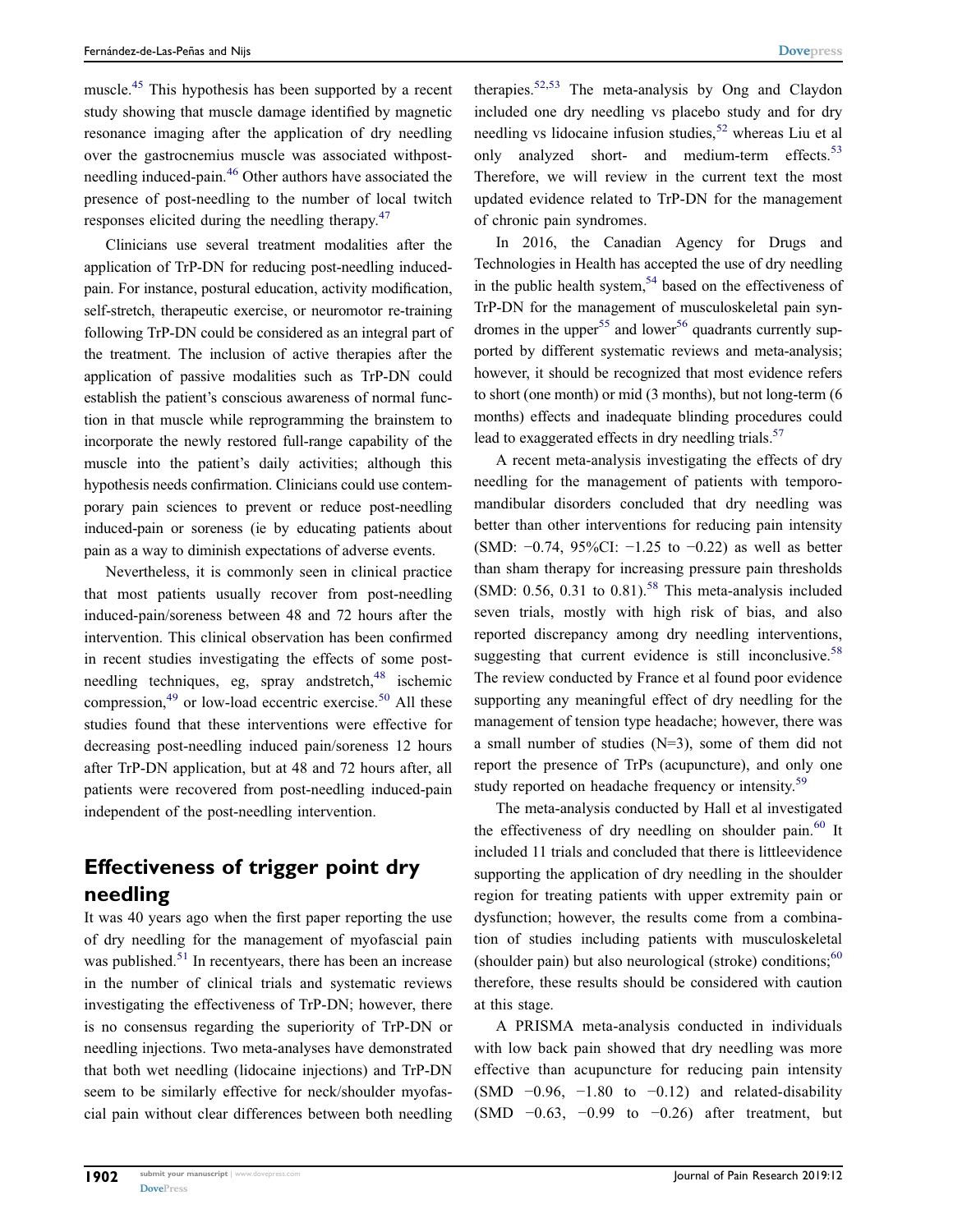muscle.[45] This hypothesis has been supported by a recent study showing that muscle damage identified by magnetic resonance imaging after the application of dry needling over the gastrocnemius muscle was associated withpost-needling induced-pain.[46] Other authors have associated the presence of post-needling to the number of local twitch responses elicited during the needling therapy.[47]

Clinicians use several treatment modalities after the application of TrP-DN for reducing post-needling induced-pain. For instance, postural education, activity modification, self-stretch, therapeutic exercise, or neuromotor re-training following TrP-DN could be considered as an integral part of the treatment. The inclusion of active therapies after the application of passive modalities such as TrP-DN could establish the patient's conscious awareness of normal function in that muscle while reprogramming the brainstem to incorporate the newly restored full-range capability of the muscle into the patient's daily activities; although this hypothesis needs confirmation. Clinicians could use contemporary pain sciences to prevent or reduce post-needling induced-pain or soreness (ie by educating patients about pain as a way to diminish expectations of adverse events.

Nevertheless, it is commonly seen in clinical practice that most patients usually recover from post-needling induced-pain/soreness between 48 and 72 hours after the intervention. This clinical observation has been confirmed in recent studies investigating the effects of some post-needling techniques, eg, spray andstretch,[48] ischemic compression,[49] or low-load eccentric exercise.[50] All these studies found that these interventions were effective for decreasing post-needling induced pain/soreness 12 hours after TrP-DN application, but at 48 and 72 hours after, all patients were recovered from post-needling induced-pain independent of the post-needling intervention.

## Effectiveness of trigger point dry needling

It was 40 years ago when the first paper reporting the use of dry needling for the management of myofascial pain was published.[51] In recentyears, there has been an increase in the number of clinical trials and systematic reviews investigating the effectiveness of TrP-DN; however, there is no consensus regarding the superiority of TrP-DN or needling injections. Two meta-analyses have demonstrated that both wet needling (lidocaine injections) and TrP-DN seem to be similarly effective for neck/shoulder myofascial pain without clear differences between both needling therapies.[52,53] The meta-analysis by Ong and Claydon included one dry needling vs placebo study and for dry needling vs lidocaine infusion studies,[52] whereas Liu et al only analyzed short- and medium-term effects.[53] Therefore, we will review in the current text the most updated evidence related to TrP-DN for the management of chronic pain syndromes.

In 2016, the Canadian Agency for Drugs and Technologies in Health has accepted the use of dry needling in the public health system,[54] based on the effectiveness of TrP-DN for the management of musculoskeletal pain syndromes in the upper[55] and lower[56] quadrants currently supported by different systematic reviews and meta-analysis; however, it should be recognized that most evidence refers to short (one month) or mid (3 months), but not long-term (6 months) effects and inadequate blinding procedures could lead to exaggerated effects in dry needling trials.[57]

A recent meta-analysis investigating the effects of dry needling for the management of patients with temporomandibular disorders concluded that dry needling was better than other interventions for reducing pain intensity (SMD: −0.74, 95%CI: −1.25 to −0.22) as well as better than sham therapy for increasing pressure pain thresholds (SMD: 0.56, 0.31 to 0.81).[58] This meta-analysis included seven trials, mostly with high risk of bias, and also reported discrepancy among dry needling interventions, suggesting that current evidence is still inconclusive.[58] The review conducted by France et al found poor evidence supporting any meaningful effect of dry needling for the management of tension type headache; however, there was a small number of studies (N=3), some of them did not report the presence of TrPs (acupuncture), and only one study reported on headache frequency or intensity.[59]

The meta-analysis conducted by Hall et al investigated the effectiveness of dry needling on shoulder pain.[60] It included 11 trials and concluded that there is littleevidence supporting the application of dry needling in the shoulder region for treating patients with upper extremity pain or dysfunction; however, the results come from a combination of studies including patients with musculoskeletal (shoulder pain) but also neurological (stroke) conditions;[60] therefore, these results should be considered with caution at this stage.

A PRISMA meta-analysis conducted in individuals with low back pain showed that dry needling was more effective than acupuncture for reducing pain intensity (SMD −0.96, −1.80 to −0.12) and related-disability (SMD −0.63, −0.99 to −0.26) after treatment, but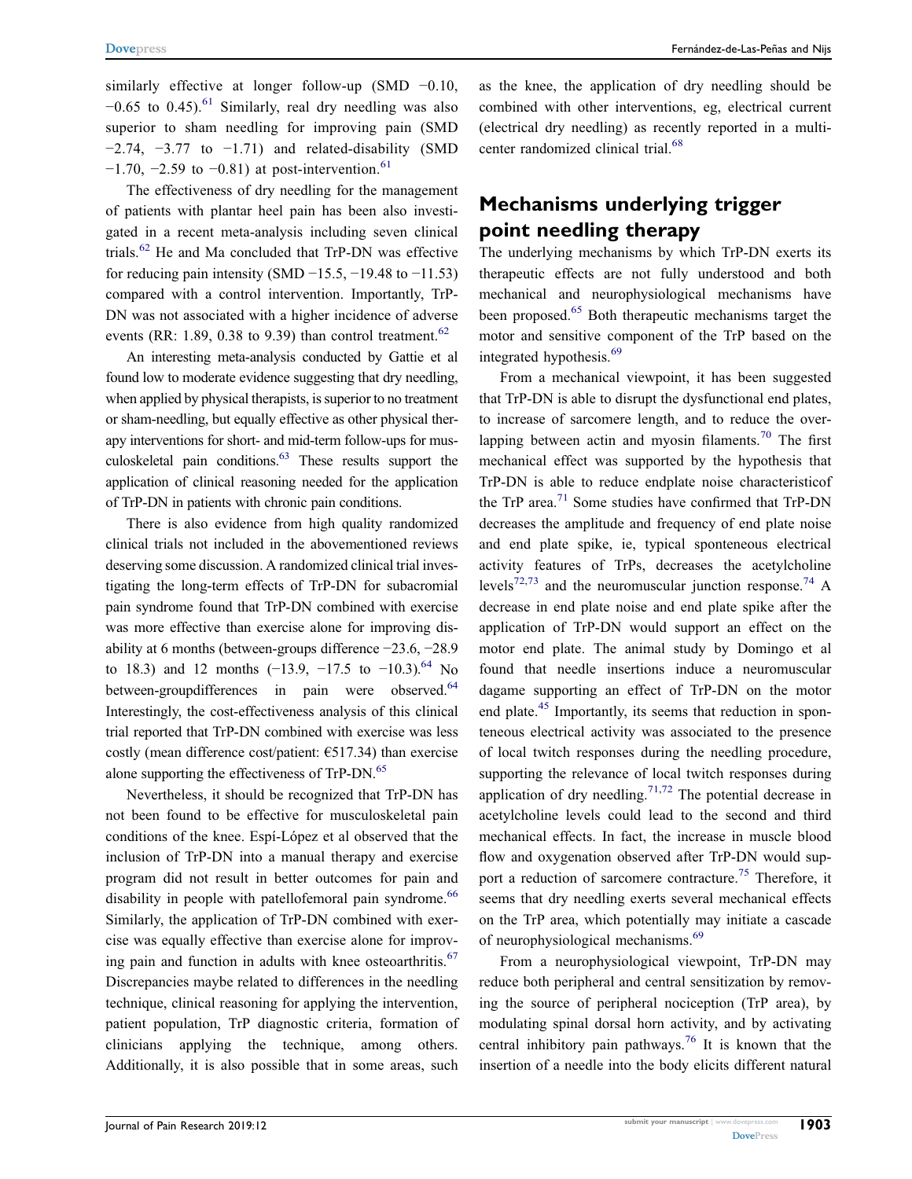similarly effective at longer follow-up (SMD −0.10, −0.65 to 0.45).[61] Similarly, real dry needling was also superior to sham needling for improving pain (SMD −2.74, −3.77 to −1.71) and related-disability (SMD −1.70, −2.59 to −0.81) at post-intervention.[61]

The effectiveness of dry needling for the management of patients with plantar heel pain has been also investigated in a recent meta-analysis including seven clinical trials.[62] He and Ma concluded that TrP-DN was effective for reducing pain intensity (SMD −15.5, −19.48 to −11.53) compared with a control intervention. Importantly, TrP-DN was not associated with a higher incidence of adverse events (RR: 1.89, 0.38 to 9.39) than control treatment.[62]

An interesting meta-analysis conducted by Gattie et al found low to moderate evidence suggesting that dry needling, when applied by physical therapists, is superior to no treatment or sham-needling, but equally effective as other physical therapy interventions for short- and mid-term follow-ups for musculoskeletal pain conditions.[63] These results support the application of clinical reasoning needed for the application of TrP-DN in patients with chronic pain conditions.

There is also evidence from high quality randomized clinical trials not included in the abovementioned reviews deserving some discussion. A randomized clinical trial investigating the long-term effects of TrP-DN for subacromial pain syndrome found that TrP-DN combined with exercise was more effective than exercise alone for improving disability at 6 months (between-groups difference −23.6, −28.9 to 18.3) and 12 months (−13.9, −17.5 to −10.3).[64] No between-groupdifferences in pain were observed.[64] Interestingly, the cost-effectiveness analysis of this clinical trial reported that TrP-DN combined with exercise was less costly (mean difference cost/patient: €517.34) than exercise alone supporting the effectiveness of TrP-DN.[65]

Nevertheless, it should be recognized that TrP-DN has not been found to be effective for musculoskeletal pain conditions of the knee. Espí-López et al observed that the inclusion of TrP-DN into a manual therapy and exercise program did not result in better outcomes for pain and disability in people with patellofemoral pain syndrome.[66] Similarly, the application of TrP-DN combined with exercise was equally effective than exercise alone for improving pain and function in adults with knee osteoarthritis.[67] Discrepancies maybe related to differences in the needling technique, clinical reasoning for applying the intervention, patient population, TrP diagnostic criteria, formation of clinicians applying the technique, among others. Additionally, it is also possible that in some areas, such as the knee, the application of dry needling should be combined with other interventions, eg, electrical current (electrical dry needling) as recently reported in a multicenter randomized clinical trial.[68]

## Mechanisms underlying trigger point needling therapy

The underlying mechanisms by which TrP-DN exerts its therapeutic effects are not fully understood and both mechanical and neurophysiological mechanisms have been proposed.[65] Both therapeutic mechanisms target the motor and sensitive component of the TrP based on the integrated hypothesis.[69]

From a mechanical viewpoint, it has been suggested that TrP-DN is able to disrupt the dysfunctional end plates, to increase of sarcomere length, and to reduce the overlapping between actin and myosin filaments.[70] The first mechanical effect was supported by the hypothesis that TrP-DN is able to reduce endplate noise characteristicof the TrP area.[71] Some studies have confirmed that TrP-DN decreases the amplitude and frequency of end plate noise and end plate spike, ie, typical sponteneous electrical activity features of TrPs, decreases the acetylcholine levels[72,73] and the neuromuscular junction response.[74] A decrease in end plate noise and end plate spike after the application of TrP-DN would support an effect on the motor end plate. The animal study by Domingo et al found that needle insertions induce a neuromuscular dagame supporting an effect of TrP-DN on the motor end plate.[45] Importantly, its seems that reduction in sponteneous electrical activity was associated to the presence of local twitch responses during the needling procedure, supporting the relevance of local twitch responses during application of dry needling.[71,72] The potential decrease in acetylcholine levels could lead to the second and third mechanical effects. In fact, the increase in muscle blood flow and oxygenation observed after TrP-DN would support a reduction of sarcomere contracture.[75] Therefore, it seems that dry needling exerts several mechanical effects on the TrP area, which potentially may initiate a cascade of neurophysiological mechanisms.[69]

From a neurophysiological viewpoint, TrP-DN may reduce both peripheral and central sensitization by removing the source of peripheral nociception (TrP area), by modulating spinal dorsal horn activity, and by activating central inhibitory pain pathways.[76] It is known that the insertion of a needle into the body elicits different natural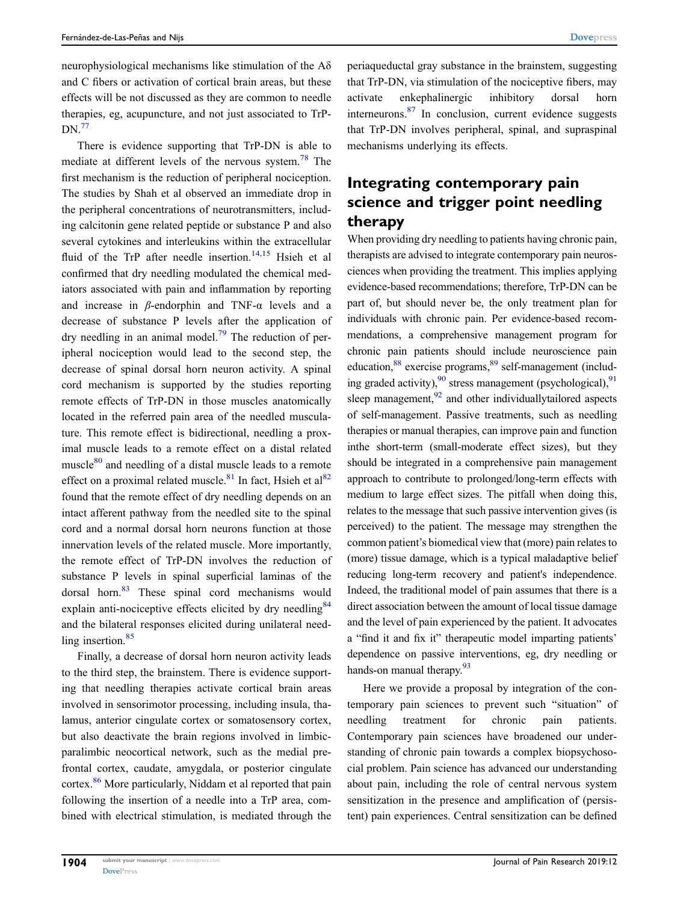neurophysiological mechanisms like stimulation of the Aδ and C fibers or activation of cortical brain areas, but these effects will be not discussed as they are common to needle therapies, eg, acupuncture, and not just associated to TrP-DN.[77]

There is evidence supporting that TrP-DN is able to mediate at different levels of the nervous system.[78] The first mechanism is the reduction of peripheral nociception. The studies by Shah et al observed an immediate drop in the peripheral concentrations of neurotransmitters, including calcitonin gene related peptide or substance P and also several cytokines and interleukins within the extracellular fluid of the TrP after needle insertion.[14,15] Hsieh et al confirmed that dry needling modulated the chemical mediators associated with pain and inflammation by reporting and increase in *β*-endorphin and TNF-α levels and a decrease of substance P levels after the application of dry needling in an animal model.[79] The reduction of peripheral nociception would lead to the second step, the decrease of spinal dorsal horn neuron activity. A spinal cord mechanism is supported by the studies reporting remote effects of TrP-DN in those muscles anatomically located in the referred pain area of the needled musculature. This remote effect is bidirectional, needling a proximal muscle leads to a remote effect on a distal related muscle[80] and needling of a distal muscle leads to a remote effect on a proximal related muscle.[81] In fact, Hsieh et al[82] found that the remote effect of dry needling depends on an intact afferent pathway from the needled site to the spinal cord and a normal dorsal horn neurons function at those innervation levels of the related muscle. More importantly, the remote effect of TrP-DN involves the reduction of substance P levels in spinal superficial laminas of the dorsal horn.[83] These spinal cord mechanisms would explain anti-nociceptive effects elicited by dry needling[84] and the bilateral responses elicited during unilateral needling insertion.[85]

Finally, a decrease of dorsal horn neuron activity leads to the third step, the brainstem. There is evidence supporting that needling therapies activate cortical brain areas involved in sensorimotor processing, including insula, thalamus, anterior cingulate cortex or somatosensory cortex, but also deactivate the brain regions involved in limbic-paralimbic neocortical network, such as the medial prefrontal cortex, caudate, amygdala, or posterior cingulate cortex.[86] More particularly, Niddam et al reported that pain following the insertion of a needle into a TrP area, combined with electrical stimulation, is mediated through the periaqueductal gray substance in the brainstem, suggesting that TrP-DN, via stimulation of the nociceptive fibers, may activate enkephalinergic inhibitory dorsal horn interneurons.[87] In conclusion, current evidence suggests that TrP-DN involves peripheral, spinal, and supraspinal mechanisms underlying its effects.

## Integrating contemporary pain science and trigger point needling therapy

When providing dry needling to patients having chronic pain, therapists are advised to integrate contemporary pain neurosciences when providing the treatment. This implies applying evidence-based recommendations; therefore, TrP-DN can be part of, but should never be, the only treatment plan for individuals with chronic pain. Per evidence-based recommendations, a comprehensive management program for chronic pain patients should include neuroscience pain education,[88] exercise programs,[89] self-management (including graded activity),[90] stress management (psychological),[91] sleep management,[92] and other individuallytailored aspects of self-management. Passive treatments, such as needling therapies or manual therapies, can improve pain and function inthe short-term (small-moderate effect sizes), but they should be integrated in a comprehensive pain management approach to contribute to prolonged/long-term effects with medium to large effect sizes. The pitfall when doing this, relates to the message that such passive intervention gives (is perceived) to the patient. The message may strengthen the common patient's biomedical view that (more) pain relates to (more) tissue damage, which is a typical maladaptive belief reducing long-term recovery and patient's independence. Indeed, the traditional model of pain assumes that there is a direct association between the amount of local tissue damage and the level of pain experienced by the patient. It advocates a "find it and fix it" therapeutic model imparting patients' dependence on passive interventions, eg, dry needling or hands-on manual therapy.[93]

Here we provide a proposal by integration of the contemporary pain sciences to prevent such "situation" of needling treatment for chronic pain patients. Contemporary pain sciences have broadened our understanding of chronic pain towards a complex biopsychosocial problem. Pain science has advanced our understanding about pain, including the role of central nervous system sensitization in the presence and amplification of (persistent) pain experiences. Central sensitization can be defined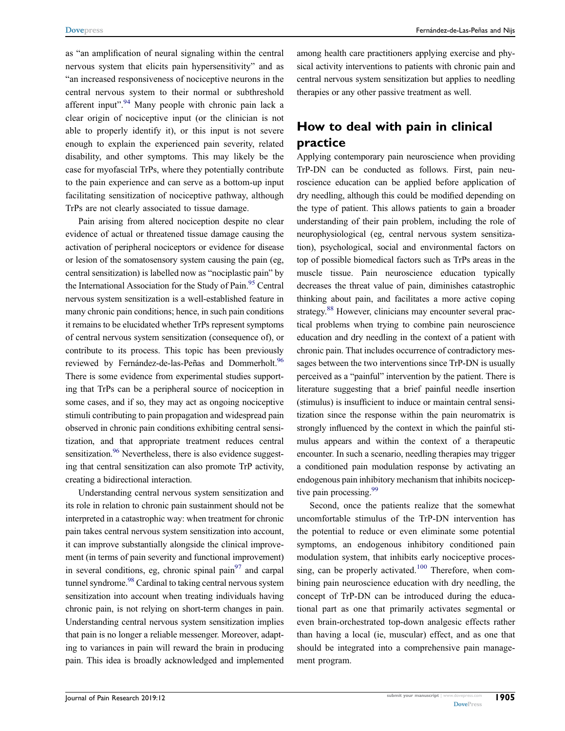as "an amplification of neural signaling within the central nervous system that elicits pain hypersensitivity" and as "an increased responsiveness of nociceptive neurons in the central nervous system to their normal or subthreshold afferent input".[94] Many people with chronic pain lack a clear origin of nociceptive input (or the clinician is not able to properly identify it), or this input is not severe enough to explain the experienced pain severity, related disability, and other symptoms. This may likely be the case for myofascial TrPs, where they potentially contribute to the pain experience and can serve as a bottom-up input facilitating sensitization of nociceptive pathway, although TrPs are not clearly associated to tissue damage.

Pain arising from altered nociception despite no clear evidence of actual or threatened tissue damage causing the activation of peripheral nociceptors or evidence for disease or lesion of the somatosensory system causing the pain (eg, central sensitization) is labelled now as "nociplastic pain" by the International Association for the Study of Pain.[95] Central nervous system sensitization is a well-established feature in many chronic pain conditions; hence, in such pain conditions it remains to be elucidated whether TrPs represent symptoms of central nervous system sensitization (consequence of), or contribute to its process. This topic has been previously reviewed by Fernández-de-las-Peñas and Dommerholt.[96] There is some evidence from experimental studies supporting that TrPs can be a peripheral source of nociception in some cases, and if so, they may act as ongoing nociceptive stimuli contributing to pain propagation and widespread pain observed in chronic pain conditions exhibiting central sensitization, and that appropriate treatment reduces central sensitization.[96] Nevertheless, there is also evidence suggesting that central sensitization can also promote TrP activity, creating a bidirectional interaction.

Understanding central nervous system sensitization and its role in relation to chronic pain sustainment should not be interpreted in a catastrophic way: when treatment for chronic pain takes central nervous system sensitization into account, it can improve substantially alongside the clinical improvement (in terms of pain severity and functional improvement) in several conditions, eg, chronic spinal pain[97] and carpal tunnel syndrome.[98] Cardinal to taking central nervous system sensitization into account when treating individuals having chronic pain, is not relying on short-term changes in pain. Understanding central nervous system sensitization implies that pain is no longer a reliable messenger. Moreover, adapting to variances in pain will reward the brain in producing pain. This idea is broadly acknowledged and implemented among health care practitioners applying exercise and physical activity interventions to patients with chronic pain and central nervous system sensitization but applies to needling therapies or any other passive treatment as well.

## How to deal with pain in clinical practice

Applying contemporary pain neuroscience when providing TrP-DN can be conducted as follows. First, pain neuroscience education can be applied before application of dry needling, although this could be modified depending on the type of patient. This allows patients to gain a broader understanding of their pain problem, including the role of neurophysiological (eg, central nervous system sensitization), psychological, social and environmental factors on top of possible biomedical factors such as TrPs areas in the muscle tissue. Pain neuroscience education typically decreases the threat value of pain, diminishes catastrophic thinking about pain, and facilitates a more active coping strategy.[88] However, clinicians may encounter several practical problems when trying to combine pain neuroscience education and dry needling in the context of a patient with chronic pain. That includes occurrence of contradictory messages between the two interventions since TrP-DN is usually perceived as a "painful" intervention by the patient. There is literature suggesting that a brief painful needle insertion (stimulus) is insufficient to induce or maintain central sensitization since the response within the pain neuromatrix is strongly influenced by the context in which the painful stimulus appears and within the context of a therapeutic encounter. In such a scenario, needling therapies may trigger a conditioned pain modulation response by activating an endogenous pain inhibitory mechanism that inhibits nociceptive pain processing.[99]

Second, once the patients realize that the somewhat uncomfortable stimulus of the TrP-DN intervention has the potential to reduce or even eliminate some potential symptoms, an endogenous inhibitory conditioned pain modulation system, that inhibits early nociceptive processing, can be properly activated.[100] Therefore, when combining pain neuroscience education with dry needling, the concept of TrP-DN can be introduced during the educational part as one that primarily activates segmental or even brain-orchestrated top-down analgesic effects rather than having a local (ie, muscular) effect, and as one that should be integrated into a comprehensive pain management program.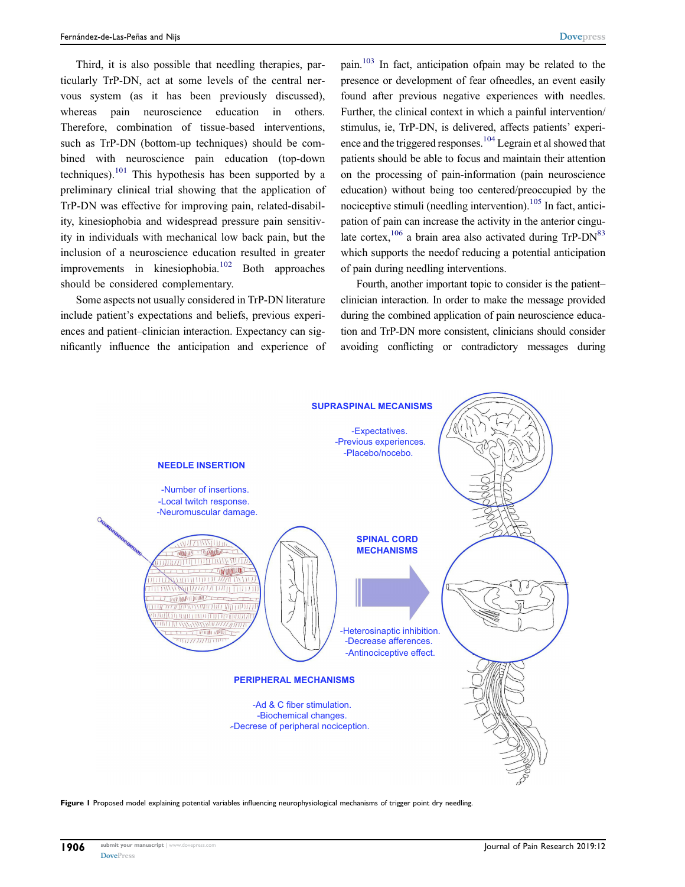Third, it is also possible that needling therapies, particularly TrP-DN, act at some levels of the central nervous system (as it has been previously discussed), whereas pain neuroscience education in others. Therefore, combination of tissue-based interventions, such as TrP-DN (bottom-up techniques) should be combined with neuroscience pain education (top-down techniques).[101] This hypothesis has been supported by a preliminary clinical trial showing that the application of TrP-DN was effective for improving pain, related-disability, kinesiophobia and widespread pressure pain sensitivity in individuals with mechanical low back pain, but the inclusion of a neuroscience education resulted in greater improvements in kinesiophobia.[102] Both approaches should be considered complementary.

Some aspects not usually considered in TrP-DN literature include patient's expectations and beliefs, previous experiences and patient–clinician interaction. Expectancy can significantly influence the anticipation and experience of pain.[103] In fact, anticipation ofpain may be related to the presence or development of fear ofneedles, an event easily found after previous negative experiences with needles. Further, the clinical context in which a painful intervention/stimulus, ie, TrP-DN, is delivered, affects patients' experience and the triggered responses.[104] Legrain et al showed that patients should be able to focus and maintain their attention on the processing of pain-information (pain neuroscience education) without being too centered/preoccupied by the nociceptive stimuli (needling intervention).[105] In fact, anticipation of pain can increase the activity in the anterior cingulate cortex,[106] a brain area also activated during TrP-DN[83] which supports the needof reducing a potential anticipation of pain during needling interventions.

Fourth, another important topic to consider is the patient–clinician interaction. In order to make the message provided during the combined application of pain neuroscience education and TrP-DN more consistent, clinicians should consider avoiding conflicting or contradictory messages during

**Figure 1** Proposed model explaining potential variables influencing neurophysiological mechanisms of trigger point dry needling.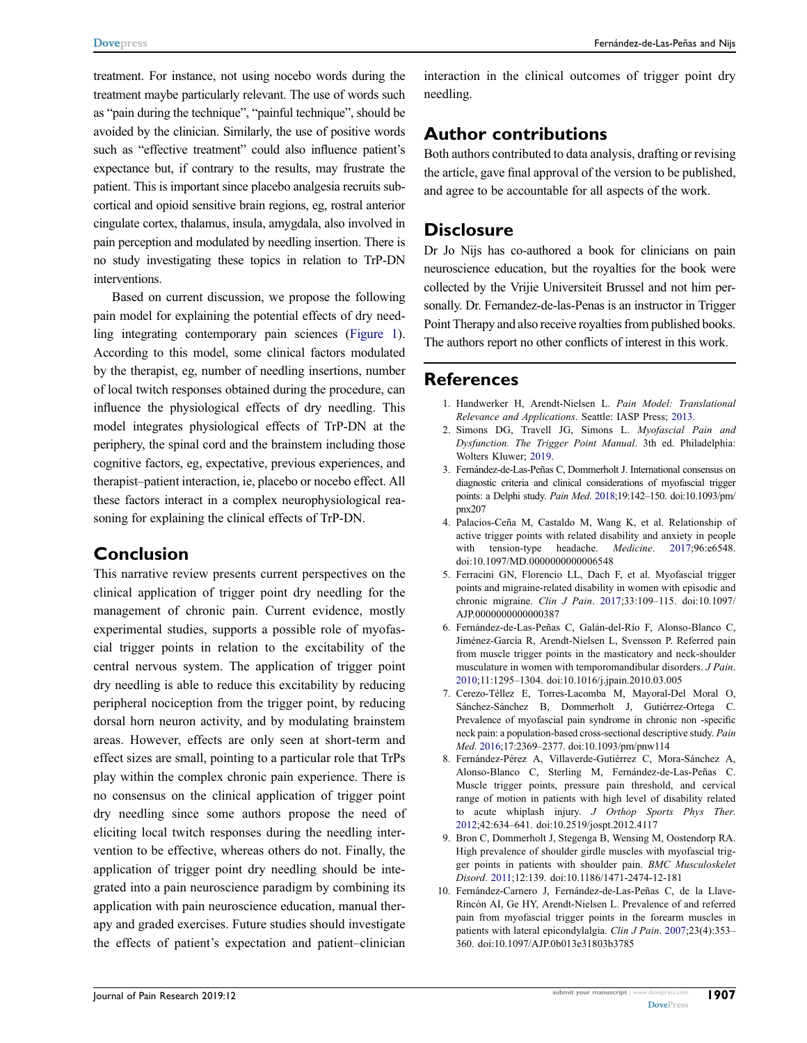treatment. For instance, not using nocebo words during the treatment maybe particularly relevant. The use of words such as "pain during the technique", "painful technique", should be avoided by the clinician. Similarly, the use of positive words such as "effective treatment" could also influence patient's expectance but, if contrary to the results, may frustrate the patient. This is important since placebo analgesia recruits subcortical and opioid sensitive brain regions, eg, rostral anterior cingulate cortex, thalamus, insula, amygdala, also involved in pain perception and modulated by needling insertion. There is no study investigating these topics in relation to TrP-DN interventions.

Based on current discussion, we propose the following pain model for explaining the potential effects of dry needling integrating contemporary pain sciences (Figure 1). According to this model, some clinical factors modulated by the therapist, eg, number of needling insertions, number of local twitch responses obtained during the procedure, can influence the physiological effects of dry needling. This model integrates physiological effects of TrP-DN at the periphery, the spinal cord and the brainstem including those cognitive factors, eg, expectative, previous experiences, and therapist–patient interaction, ie, placebo or nocebo effect. All these factors interact in a complex neurophysiological reasoning for explaining the clinical effects of TrP-DN.

## Conclusion

This narrative review presents current perspectives on the clinical application of trigger point dry needling for the management of chronic pain. Current evidence, mostly experimental studies, supports a possible role of myofascial trigger points in relation to the excitability of the central nervous system. The application of trigger point dry needling is able to reduce this excitability by reducing peripheral nociception from the trigger point, by reducing dorsal horn neuron activity, and by modulating brainstem areas. However, effects are only seen at short-term and effect sizes are small, pointing to a particular role that TrPs play within the complex chronic pain experience. There is no consensus on the clinical application of trigger point dry needling since some authors propose the need of eliciting local twitch responses during the needling intervention to be effective, whereas others do not. Finally, the application of trigger point dry needling should be integrated into a pain neuroscience paradigm by combining its application with pain neuroscience education, manual therapy and graded exercises. Future studies should investigate the effects of patient's expectation and patient–clinician interaction in the clinical outcomes of trigger point dry needling.

## Author contributions

Both authors contributed to data analysis, drafting or revising the article, gave final approval of the version to be published, and agree to be accountable for all aspects of the work.

## Disclosure

Dr Jo Nijs has co-authored a book for clinicians on pain neuroscience education, but the royalties for the book were collected by the Vrijie Universiteit Brussel and not him personally. Dr. Fernandez-de-las-Penas is an instructor in Trigger Point Therapy and also receive royalties from published books. The authors report no other conflicts of interest in this work.

## References

1. Handwerker H, Arendt-Nielsen L. *Pain Model: Translational Relevance and Applications*. Seattle: IASP Press; 2013.
2. Simons DG, Travell JG, Simons L. *Myofascial Pain and Dysfunction. The Trigger Point Manual*. 3th ed. Philadelphia: Wolters Kluwer; 2019.
3. Fernández-de-Las-Peñas C, Dommerholt J. International consensus on diagnostic criteria and clinical considerations of myofascial trigger points: a Delphi study. *Pain Med*. 2018;19:142–150. doi:10.1093/pm/pnx207
4. Palacios-Ceña M, Castaldo M, Wang K, et al. Relationship of active trigger points with related disability and anxiety in people with tension-type headache. *Medicine*. 2017;96:e6548. doi:10.1097/MD.0000000000006548
5. Ferracini GN, Florencio LL, Dach F, et al. Myofascial trigger points and migraine-related disability in women with episodic and chronic migraine. *Clin J Pain*. 2017;33:109–115. doi:10.1097/AJP.0000000000000387
6. Fernández-de-Las-Peñas C, Galán-del-Río F, Alonso-Blanco C, Jiménez-García R, Arendt-Nielsen L, Svensson P. Referred pain from muscle trigger points in the masticatory and neck-shoulder musculature in women with temporomandibular disorders. *J Pain*. 2010;11:1295–1304. doi:10.1016/j.jpain.2010.03.005
7. Cerezo-Téllez E, Torres-Lacomba M, Mayoral-Del Moral O, Sánchez-Sánchez B, Dommerholt J, Gutiérrez-Ortega C. Prevalence of myofascial pain syndrome in chronic non -specific neck pain: a population-based cross-sectional descriptive study. *Pain Med*. 2016;17:2369–2377. doi:10.1093/pm/pnw114
8. Fernández-Pérez A, Villaverde-Gutiérrez C, Mora-Sánchez A, Alonso-Blanco C, Sterling M, Fernández-de-Las-Peñas C. Muscle trigger points, pressure pain threshold, and cervical range of motion in patients with high level of disability related to acute whiplash injury. *J Orthop Sports Phys Ther*. 2012;42:634–641. doi:10.2519/jospt.2012.4117
9. Bron C, Dommerholt J, Stegenga B, Wensing M, Oostendorp RA. High prevalence of shoulder girdle muscles with myofascial trigger points in patients with shoulder pain. *BMC Musculoskelet Disord*. 2011;12:139. doi:10.1186/1471-2474-12-181
10. Fernández-Carnero J, Fernández-de-Las-Peñas C, de la Llave-Rincón AI, Ge HY, Arendt-Nielsen L. Prevalence of and referred pain from myofascial trigger points in the forearm muscles in patients with lateral epicondylalgia. *Clin J Pain*. 2007;23(4):353–360. doi:10.1097/AJP.0b013e31803b3785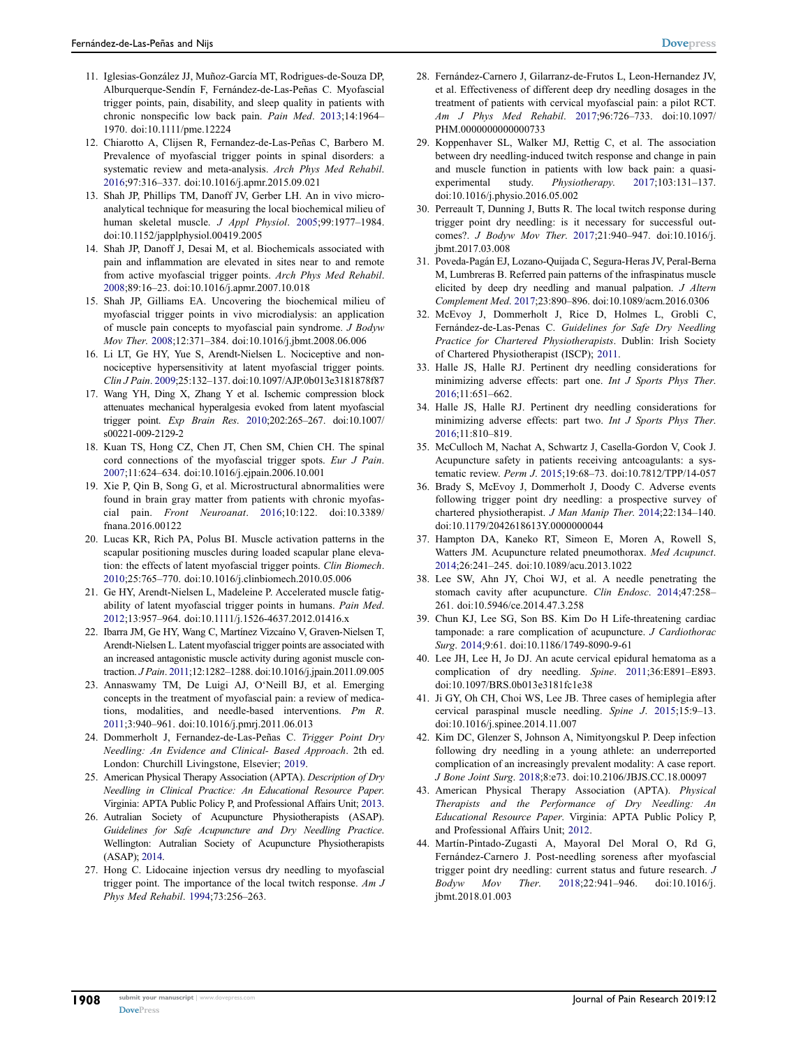11. Iglesias-González JJ, Muñoz-García MT, Rodrigues-de-Souza DP, Alburquerque-Sendín F, Fernández-de-Las-Peñas C. Myofascial trigger points, pain, disability, and sleep quality in patients with chronic nonspecific low back pain. *Pain Med*. 2013;14:1964–1970. doi:10.1111/pme.12224
12. Chiarotto A, Clijsen R, Fernandez-de-Las-Peñas C, Barbero M. Prevalence of myofascial trigger points in spinal disorders: a systematic review and meta-analysis. *Arch Phys Med Rehabil*. 2016;97:316–337. doi:10.1016/j.apmr.2015.09.021
13. Shah JP, Phillips TM, Danoff JV, Gerber LH. An in vivo microanalytical technique for measuring the local biochemical milieu of human skeletal muscle. *J Appl Physiol*. 2005;99:1977–1984. doi:10.1152/japplphysiol.00419.2005
14. Shah JP, Danoff J, Desai M, et al. Biochemicals associated with pain and inflammation are elevated in sites near to and remote from active myofascial trigger points. *Arch Phys Med Rehabil*. 2008;89:16–23. doi:10.1016/j.apmr.2007.10.018
15. Shah JP, Gilliams EA. Uncovering the biochemical milieu of myofascial trigger points in vivo microdialysis: an application of muscle pain concepts to myofascial pain syndrome. *J Bodyw Mov Ther*. 2008;12:371–384. doi:10.1016/j.jbmt.2008.06.006
16. Li LT, Ge HY, Yue S, Arendt-Nielsen L. Nociceptive and non-nociceptive hypersensitivity at latent myofascial trigger points. *Clin J Pain*. 2009;25:132–137. doi:10.1097/AJP.0b013e3181878f87
17. Wang YH, Ding X, Zhang Y et al. Ischemic compression block attenuates mechanical hyperalgesia evoked from latent myofascial trigger point. *Exp Brain Res*. 2010;202:265–267. doi:10.1007/s00221-009-2129-2
18. Kuan TS, Hong CZ, Chen JT, Chen SM, Chien CH. The spinal cord connections of the myofascial trigger spots. *Eur J Pain*. 2007;11:624–634. doi:10.1016/j.ejpain.2006.10.001
19. Xie P, Qin B, Song G, et al. Microstructural abnormalities were found in brain gray matter from patients with chronic myofascial pain. *Front Neuroanat*. 2016;10:122. doi:10.3389/fnana.2016.00122
20. Lucas KR, Rich PA, Polus BI. Muscle activation patterns in the scapular positioning muscles during loaded scapular plane elevation: the effects of latent myofascial trigger points. *Clin Biomech*. 2010;25:765–770. doi:10.1016/j.clinbiomech.2010.05.006
21. Ge HY, Arendt-Nielsen L, Madeleine P. Accelerated muscle fatigability of latent myofascial trigger points in humans. *Pain Med*. 2012;13:957–964. doi:10.1111/j.1526-4637.2012.01416.x
22. Ibarra JM, Ge HY, Wang C, Martínez Vizcaíno V, Graven-Nielsen T, Arendt-Nielsen L. Latent myofascial trigger points are associated with an increased antagonistic muscle activity during agonist muscle contraction. *J Pain*. 2011;12:1282–1288. doi:10.1016/j.jpain.2011.09.005
23. Annaswamy TM, De Luigi AJ, O'Neill BJ, et al. Emerging concepts in the treatment of myofascial pain: a review of medications, modalities, and needle-based interventions. *Pm R*. 2011;3:940–961. doi:10.1016/j.pmrj.2011.06.013
24. Dommerholt J, Fernandez-de-Las-Peñas C. *Trigger Point Dry Needling: An Evidence and Clinical- Based Approach*. 2th ed. London: Churchill Livingstone, Elsevier; 2019.
25. American Physical Therapy Association (APTA). *Description of Dry Needling in Clinical Practice: An Educational Resource Paper.* Virginia: APTA Public Policy P, and Professional Affairs Unit; 2013.
26. Autralian Society of Acupuncture Physiotherapists (ASAP). *Guidelines for Safe Acupuncture and Dry Needling Practice*. Wellington: Autralian Society of Acupuncture Physiotherapists (ASAP); 2014.
27. Hong C. Lidocaine injection versus dry needling to myofascial trigger point. The importance of the local twitch response. *Am J Phys Med Rehabil*. 1994;73:256–263.
28. Fernández-Carnero J, Gilarranz-de-Frutos L, Leon-Hernandez JV, et al. Effectiveness of different deep dry needling dosages in the treatment of patients with cervical myofascial pain: a pilot RCT. *Am J Phys Med Rehabil*. 2017;96:726–733. doi:10.1097/PHM.0000000000000733
29. Koppenhaver SL, Walker MJ, Rettig C, et al. The association between dry needling-induced twitch response and change in pain and muscle function in patients with low back pain: a quasi-experimental study. *Physiotherapy*. 2017;103:131–137. doi:10.1016/j.physio.2016.05.002
30. Perreault T, Dunning J, Butts R. The local twitch response during trigger point dry needling: is it necessary for successful outcomes?. *J Bodyw Mov Ther*. 2017;21:940–947. doi:10.1016/j.jbmt.2017.03.008
31. Poveda-Pagán EJ, Lozano-Quijada C, Segura-Heras JV, Peral-Berna M, Lumbreras B. Referred pain patterns of the infraspinatus muscle elicited by deep dry needling and manual palpation. *J Altern Complement Med*. 2017;23:890–896. doi:10.1089/acm.2016.0306
32. McEvoy J, Dommerholt J, Rice D, Holmes L, Grobli C, Fernández-de-Las-Penas C. *Guidelines for Safe Dry Needling Practice for Chartered Physiotherapists*. Dublin: Irish Society of Chartered Physiotherapist (ISCP); 2011.
33. Halle JS, Halle RJ. Pertinent dry needling considerations for minimizing adverse effects: part one. *Int J Sports Phys Ther*. 2016;11:651–662.
34. Halle JS, Halle RJ. Pertinent dry needling considerations for minimizing adverse effects: part two. *Int J Sports Phys Ther*. 2016;11:810–819.
35. McCulloch M, Nachat A, Schwartz J, Casella-Gordon V, Cook J. Acupuncture safety in patients receiving antcoagulants: a systematic review. *Perm J*. 2015;19:68–73. doi:10.7812/TPP/14-057
36. Brady S, McEvoy J, Dommerholt J, Doody C. Adverse events following trigger point dry needling: a prospective survey of chartered physiotherapist. *J Man Manip Ther*. 2014;22:134–140. doi:10.1179/2042618613Y.0000000044
37. Hampton DA, Kaneko RT, Simeon E, Moren A, Rowell S, Watters JM. Acupuncture related pneumothorax. *Med Acupunct*. 2014;26:241–245. doi:10.1089/acu.2013.1022
38. Lee SW, Ahn JY, Choi WJ, et al. A needle penetrating the stomach cavity after acupuncture. *Clin Endosc*. 2014;47:258–261. doi:10.5946/ce.2014.47.3.258
39. Chun KJ, Lee SG, Son BS. Kim Do H Life-threatening cardiac tamponade: a rare complication of acupuncture. *J Cardiothorac Surg*. 2014;9:61. doi:10.1186/1749-8090-9-61
40. Lee JH, Lee H, Jo DJ. An acute cervical epidural hematoma as a complication of dry needling. *Spine*. 2011;36:E891–E893. doi:10.1097/BRS.0b013e3181fc1e38
41. Ji GY, Oh CH, Choi WS, Lee JB. Three cases of hemiplegia after cervical paraspinal muscle needling. *Spine J*. 2015;15:9–13. doi:10.1016/j.spinee.2014.11.007
42. Kim DC, Glenzer S, Johnson A, Nimityongskul P. Deep infection following dry needling in a young athlete: an underreported complication of an increasingly prevalent modality: A case report. *J Bone Joint Surg*. 2018;8:e73. doi:10.2106/JBJS.CC.18.00097
43. American Physical Therapy Association (APTA). *Physical Therapists and the Performance of Dry Needling: An Educational Resource Paper*. Virginia: APTA Public Policy P, and Professional Affairs Unit; 2012.
44. Martín-Pintado-Zugasti A, Mayoral Del Moral O, Rd G, Fernández-Carnero J. Post-needling soreness after myofascial trigger point dry needling: current status and future research. *J Bodyw Mov Ther*. 2018;22:941–946. doi:10.1016/j.jbmt.2018.01.003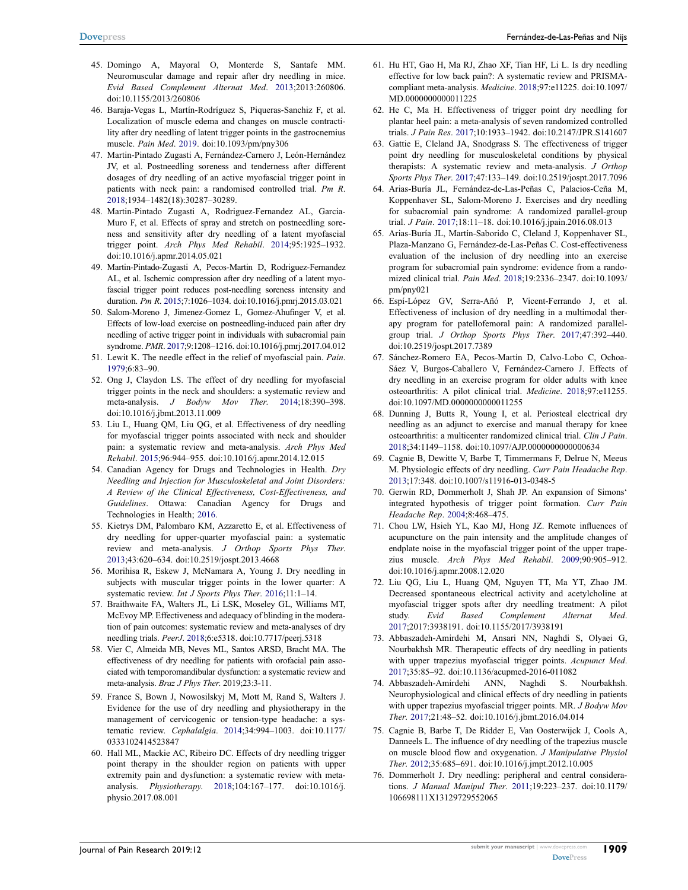45. Domingo A, Mayoral O, Monterde S, Santafe MM. Neuromuscular damage and repair after dry needling in mice. *Evid Based Complement Alternat Med*. 2013;2013:260806. doi:10.1155/2013/260806
46. Baraja-Vegas L, Martín-Rodríguez S, Piqueras-Sanchiz F, et al. Localization of muscle edema and changes on muscle contractility after dry needling of latent trigger points in the gastrocnemius muscle. *Pain Med*. 2019. doi:10.1093/pm/pny306
47. Martin-Pintado Zugasti A, Fernández-Carnero J, León-Hernández JV, et al. Postneedling soreness and tenderness after different dosages of dry needling of an active myofascial trigger point in patients with neck pain: a randomised controlled trial. *Pm R*. 2018;1934–1482(18):30287–30289.
48. Martin-Pintado Zugasti A, Rodriguez-Fernandez AL, Garcia-Muro F, et al. Effects of spray and stretch on postneedling soreness and sensitivity after dry needling of a latent myofascial trigger point. *Arch Phys Med Rehabil*. 2014;95:1925–1932. doi:10.1016/j.apmr.2014.05.021
49. Martin-Pintado-Zugasti A, Pecos-Martin D, Rodriguez-Fernandez AL, et al. Ischemic compression after dry needling of a latent myofascial trigger point reduces post-needling soreness intensity and duration. *Pm R*. 2015;7:1026–1034. doi:10.1016/j.pmrj.2015.03.021
50. Salom-Moreno J, Jimenez-Gomez L, Gomez-Ahufinger V, et al. Effects of low-load exercise on postneedling-induced pain after dry needling of active trigger point in individuals with subacromial pain syndrome. *PMR*. 2017;9:1208–1216. doi:10.1016/j.pmrj.2017.04.012
51. Lewit K. The needle effect in the relief of myofascial pain. *Pain*. 1979;6:83–90.
52. Ong J, Claydon LS. The effect of dry needling for myofascial trigger points in the neck and shoulders: a systematic review and meta-analysis. *J Bodyw Mov Ther*. 2014;18:390–398. doi:10.1016/j.jbmt.2013.11.009
53. Liu L, Huang QM, Liu QG, et al. Effectiveness of dry needling for myofascial trigger points associated with neck and shoulder pain: a systematic review and meta-analysis. *Arch Phys Med Rehabil*. 2015;96:944–955. doi:10.1016/j.apmr.2014.12.015
54. Canadian Agency for Drugs and Technologies in Health. *Dry Needling and Injection for Musculoskeletal and Joint Disorders: A Review of the Clinical Effectiveness, Cost-Effectiveness, and Guidelines*. Ottawa: Canadian Agency for Drugs and Technologies in Health; 2016.
55. Kietrys DM, Palombaro KM, Azzaretto E, et al. Effectiveness of dry needling for upper-quarter myofascial pain: a systematic review and meta-analysis. *J Orthop Sports Phys Ther*. 2013;43:620–634. doi:10.2519/jospt.2013.4668
56. Morihisa R, Eskew J, McNamara A, Young J. Dry needling in subjects with muscular trigger points in the lower quarter: A systematic review. *Int J Sports Phys Ther*. 2016;11:1–14.
57. Braithwaite FA, Walters JL, Li LSK, Moseley GL, Williams MT, McEvoy MP. Effectiveness and adequacy of blinding in the moderation of pain outcomes: systematic review and meta-analyses of dry needling trials. *PeerJ*. 2018;6:e5318. doi:10.7717/peerj.5318
58. Vier C, Almeida MB, Neves ML, Santos ARSD, Bracht MA. The effectiveness of dry needling for patients with orofacial pain associated with temporomandibular dysfunction: a systematic review and meta-analysis. *Braz J Phys Ther*. 2019;23:3-11.
59. France S, Bown J, Nowosilskyj M, Mott M, Rand S, Walters J. Evidence for the use of dry needling and physiotherapy in the management of cervicogenic or tension-type headache: a systematic review. *Cephalalgia*. 2014;34:994–1003. doi:10.1177/0333102414523847
60. Hall ML, Mackie AC, Ribeiro DC. Effects of dry needling trigger point therapy in the shoulder region on patients with upper extremity pain and dysfunction: a systematic review with meta-analysis. *Physiotherapy*. 2018;104:167–177. doi:10.1016/j.physio.2017.08.001
61. Hu HT, Gao H, Ma RJ, Zhao XF, Tian HF, Li L. Is dry needling effective for low back pain?: A systematic review and PRISMA-compliant meta-analysis. *Medicine*. 2018;97:e11225. doi:10.1097/MD.0000000000011225
62. He C, Ma H. Effectiveness of trigger point dry needling for plantar heel pain: a meta-analysis of seven randomized controlled trials. *J Pain Res*. 2017;10:1933–1942. doi:10.2147/JPR.S141607
63. Gattie E, Cleland JA, Snodgrass S. The effectiveness of trigger point dry needling for musculoskeletal conditions by physical therapists: A systematic review and meta-analysis. *J Orthop Sports Phys Ther*. 2017;47:133–149. doi:10.2519/jospt.2017.7096
64. Arias-Buría JL, Fernández-de-Las-Peñas C, Palacios-Ceña M, Koppenhaver SL, Salom-Moreno J. Exercises and dry needling for subacromial pain syndrome: A randomized parallel-group trial. *J Pain*. 2017;18:11–18. doi:10.1016/j.jpain.2016.08.013
65. Arias-Buría JL, Martín-Saborido C, Cleland J, Koppenhaver SL, Plaza-Manzano G, Fernández-de-Las-Peñas C. Cost-effectiveness evaluation of the inclusion of dry needling into an exercise program for subacromial pain syndrome: evidence from a randomized clinical trial. *Pain Med*. 2018;19:2336–2347. doi:10.1093/pm/pny021
66. Espí-López GV, Serra-Añó P, Vicent-Ferrando J, et al. Effectiveness of inclusion of dry needling in a multimodal therapy program for patellofemoral pain: A randomized parallel-group trial. *J Orthop Sports Phys Ther*. 2017;47:392–440. doi:10.2519/jospt.2017.7389
67. Sánchez-Romero EA, Pecos-Martín D, Calvo-Lobo C, Ochoa-Sáez V, Burgos-Caballero V, Fernández-Carnero J. Effects of dry needling in an exercise program for older adults with knee osteoarthritis: A pilot clinical trial. *Medicine*. 2018;97:e11255. doi:10.1097/MD.0000000000011255
68. Dunning J, Butts R, Young I, et al. Periosteal electrical dry needling as an adjunct to exercise and manual therapy for knee osteoarthritis: a multicenter randomized clinical trial. *Clin J Pain*. 2018;34:1149–1158. doi:10.1097/AJP.0000000000000634
69. Cagnie B, Dewitte V, Barbe T, Timmermans F, Delrue N, Meeus M. Physiologic effects of dry needling. *Curr Pain Headache Rep*. 2013;17:348. doi:10.1007/s11916-013-0348-5
70. Gerwin RD, Dommerholt J, Shah JP. An expansion of Simons' integrated hypothesis of trigger point formation. *Curr Pain Headache Rep*. 2004;8:468–475.
71. Chou LW, Hsieh YL, Kao MJ, Hong JZ. Remote influences of acupuncture on the pain intensity and the amplitude changes of endplate noise in the myofascial trigger point of the upper trapezius muscle. *Arch Phys Med Rehabil*. 2009;90:905–912. doi:10.1016/j.apmr.2008.12.020
72. Liu QG, Liu L, Huang QM, Nguyen TT, Ma YT, Zhao JM. Decreased spontaneous electrical activity and acetylcholine at myofascial trigger spots after dry needling treatment: A pilot study. *Evid Based Complement Alternat Med*. 2017;2017:3938191. doi:10.1155/2017/3938191
73. Abbaszadeh-Amirdehi M, Ansari NN, Naghdi S, Olyaei G, Nourbakhsh MR. Therapeutic effects of dry needling in patients with upper trapezius myofascial trigger points. *Acupunct Med*. 2017;35:85–92. doi:10.1136/acupmed-2016-011082
74. Abbaszadeh-Amirdehi ANN, Naghdi S. Nourbakhsh. Neurophysiological and clinical effects of dry needling in patients with upper trapezius myofascial trigger points. MR. *J Bodyw Mov Ther*. 2017;21:48–52. doi:10.1016/j.jbmt.2016.04.014
75. Cagnie B, Barbe T, De Ridder E, Van Oosterwijck J, Cools A, Danneels L. The influence of dry needling of the trapezius muscle on muscle blood flow and oxygenation. *J Manipulative Physiol Ther*. 2012;35:685–691. doi:10.1016/j.jmpt.2012.10.005
76. Dommerholt J. Dry needling: peripheral and central considerations. *J Manual Manipul Ther*. 2011;19:223–237. doi:10.1179/106698111X13129729552065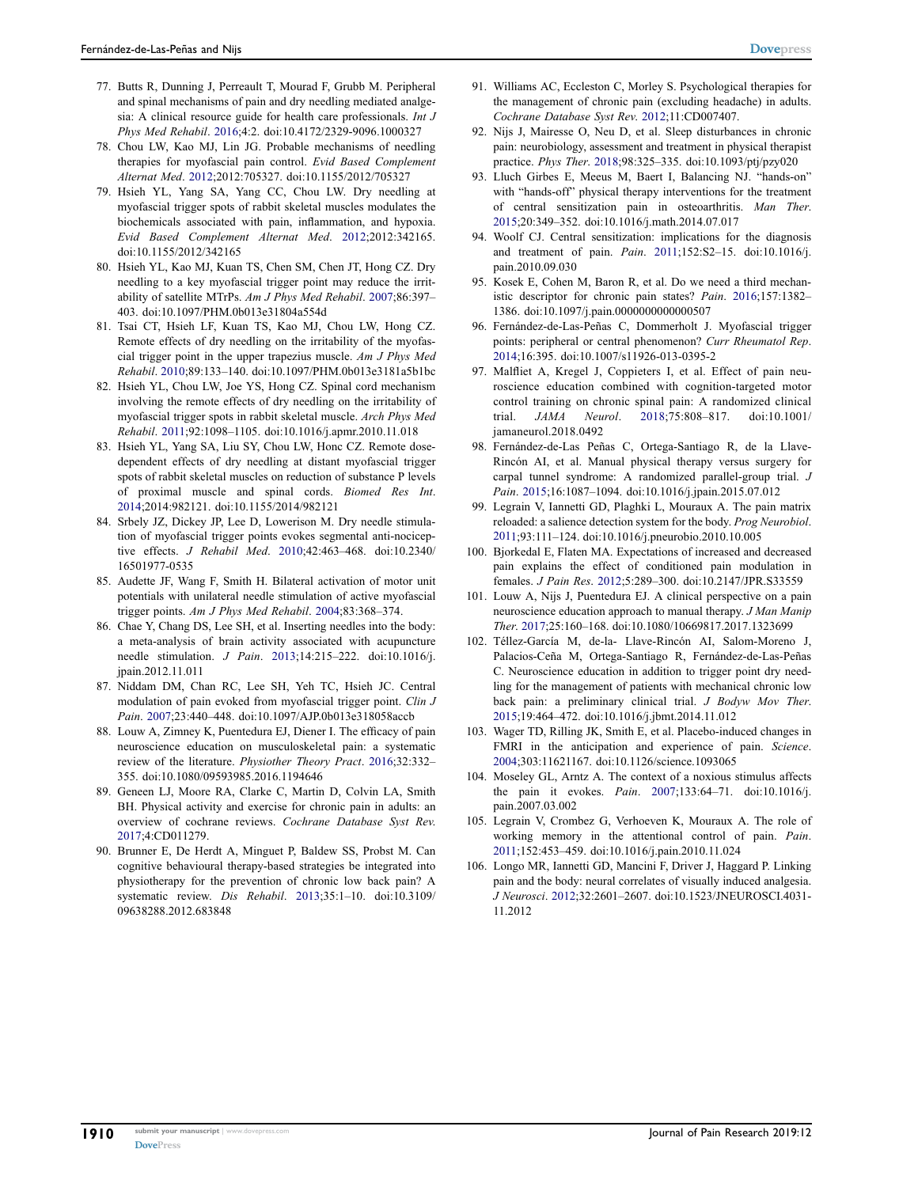77. Butts R, Dunning J, Perreault T, Mourad F, Grubb M. Peripheral and spinal mechanisms of pain and dry needling mediated analgesia: A clinical resource guide for health care professionals. *Int J Phys Med Rehabil*. 2016;4:2. doi:10.4172/2329-9096.1000327
78. Chou LW, Kao MJ, Lin JG. Probable mechanisms of needling therapies for myofascial pain control. *Evid Based Complement Alternat Med*. 2012;2012:705327. doi:10.1155/2012/705327
79. Hsieh YL, Yang SA, Yang CC, Chou LW. Dry needling at myofascial trigger spots of rabbit skeletal muscles modulates the biochemicals associated with pain, inflammation, and hypoxia. *Evid Based Complement Alternat Med*. 2012;2012:342165. doi:10.1155/2012/342165
80. Hsieh YL, Kao MJ, Kuan TS, Chen SM, Chen JT, Hong CZ. Dry needling to a key myofascial trigger point may reduce the irritability of satellite MTrPs. *Am J Phys Med Rehabil*. 2007;86:397–403. doi:10.1097/PHM.0b013e31804a554d
81. Tsai CT, Hsieh LF, Kuan TS, Kao MJ, Chou LW, Hong CZ. Remote effects of dry needling on the irritability of the myofascial trigger point in the upper trapezius muscle. *Am J Phys Med Rehabil*. 2010;89:133–140. doi:10.1097/PHM.0b013e3181a5b1bc
82. Hsieh YL, Chou LW, Joe YS, Hong CZ. Spinal cord mechanism involving the remote effects of dry needling on the irritability of myofascial trigger spots in rabbit skeletal muscle. *Arch Phys Med Rehabil*. 2011;92:1098–1105. doi:10.1016/j.apmr.2010.11.018
83. Hsieh YL, Yang SA, Liu SY, Chou LW, Honc CZ. Remote dose-dependent effects of dry needling at distant myofascial trigger spots of rabbit skeletal muscles on reduction of substance P levels of proximal muscle and spinal cords. *Biomed Res Int*. 2014;2014:982121. doi:10.1155/2014/982121
84. Srbely JZ, Dickey JP, Lee D, Lowerison M. Dry needle stimulation of myofascial trigger points evokes segmental anti-nociceptive effects. *J Rehabil Med*. 2010;42:463–468. doi:10.2340/16501977-0535
85. Audette JF, Wang F, Smith H. Bilateral activation of motor unit potentials with unilateral needle stimulation of active myofascial trigger points. *Am J Phys Med Rehabil*. 2004;83:368–374.
86. Chae Y, Chang DS, Lee SH, et al. Inserting needles into the body: a meta-analysis of brain activity associated with acupuncture needle stimulation. *J Pain*. 2013;14:215–222. doi:10.1016/j.jpain.2012.11.011
87. Niddam DM, Chan RC, Lee SH, Yeh TC, Hsieh JC. Central modulation of pain evoked from myofascial trigger point. *Clin J Pain*. 2007;23:440–448. doi:10.1097/AJP.0b013e318058accb
88. Louw A, Zimney K, Puentedura EJ, Diener I. The efficacy of pain neuroscience education on musculoskeletal pain: a systematic review of the literature. *Physiother Theory Pract*. 2016;32:332–355. doi:10.1080/09593985.2016.1194646
89. Geneen LJ, Moore RA, Clarke C, Martin D, Colvin LA, Smith BH. Physical activity and exercise for chronic pain in adults: an overview of cochrane reviews. *Cochrane Database Syst Rev*. 2017;4:CD011279.
90. Brunner E, De Herdt A, Minguet P, Baldew SS, Probst M. Can cognitive behavioural therapy-based strategies be integrated into physiotherapy for the prevention of chronic low back pain? A systematic review. *Dis Rehabil*. 2013;35:1–10. doi:10.3109/09638288.2012.683848
91. Williams AC, Eccleston C, Morley S. Psychological therapies for the management of chronic pain (excluding headache) in adults. *Cochrane Database Syst Rev*. 2012;11:CD007407.
92. Nijs J, Mairesse O, Neu D, et al. Sleep disturbances in chronic pain: neurobiology, assessment and treatment in physical therapist practice. *Phys Ther*. 2018;98:325–335. doi:10.1093/ptj/pzy020
93. Lluch Girbes E, Meeus M, Baert I, Balancing NJ. "hands-on" with "hands-off" physical therapy interventions for the treatment of central sensitization pain in osteoarthritis. *Man Ther*. 2015;20:349–352. doi:10.1016/j.math.2014.07.017
94. Woolf CJ. Central sensitization: implications for the diagnosis and treatment of pain. *Pain*. 2011;152:S2–15. doi:10.1016/j.pain.2010.09.030
95. Kosek E, Cohen M, Baron R, et al. Do we need a third mechanistic descriptor for chronic pain states? *Pain*. 2016;157:1382–1386. doi:10.1097/j.pain.0000000000000507
96. Fernández-de-Las-Peñas C, Dommerholt J. Myofascial trigger points: peripheral or central phenomenon? *Curr Rheumatol Rep*. 2014;16:395. doi:10.1007/s11926-013-0395-2
97. Malfliet A, Kregel J, Coppieters I, et al. Effect of pain neuroscience education combined with cognition-targeted motor control training on chronic spinal pain: A randomized clinical trial. *JAMA Neurol*. 2018;75:808–817. doi:10.1001/jamaneurol.2018.0492
98. Fernández-de-Las Peñas C, Ortega-Santiago R, de la Llave-Rincón AI, et al. Manual physical therapy versus surgery for carpal tunnel syndrome: A randomized parallel-group trial. *J Pain*. 2015;16:1087–1094. doi:10.1016/j.jpain.2015.07.012
99. Legrain V, Iannetti GD, Plaghki L, Mouraux A. The pain matrix reloaded: a salience detection system for the body. *Prog Neurobiol*. 2011;93:111–124. doi:10.1016/j.pneurobio.2010.10.005
100. Bjorkedal E, Flaten MA. Expectations of increased and decreased pain explains the effect of conditioned pain modulation in females. *J Pain Res*. 2012;5:289–300. doi:10.2147/JPR.S33559
101. Louw A, Nijs J, Puentedura EJ. A clinical perspective on a pain neuroscience education approach to manual therapy. *J Man Manip Ther*. 2017;25:160–168. doi:10.1080/10669817.2017.1323699
102. Téllez-García M, de-la- Llave-Rincón AI, Salom-Moreno J, Palacios-Ceña M, Ortega-Santiago R, Fernández-de-Las-Peñas C. Neuroscience education in addition to trigger point dry needling for the management of patients with mechanical chronic low back pain: a preliminary clinical trial. *J Bodyw Mov Ther*. 2015;19:464–472. doi:10.1016/j.jbmt.2014.11.012
103. Wager TD, Rilling JK, Smith E, et al. Placebo-induced changes in FMRI in the anticipation and experience of pain. *Science*. 2004;303:11621167. doi:10.1126/science.1093065
104. Moseley GL, Arntz A. The context of a noxious stimulus affects the pain it evokes. *Pain*. 2007;133:64–71. doi:10.1016/j.pain.2007.03.002
105. Legrain V, Crombez G, Verhoeven K, Mouraux A. The role of working memory in the attentional control of pain. *Pain*. 2011;152:453–459. doi:10.1016/j.pain.2010.11.024
106. Longo MR, Iannetti GD, Mancini F, Driver J, Haggard P. Linking pain and the body: neural correlates of visually induced analgesia. *J Neurosci*. 2012;32:2601–2607. doi:10.1523/JNEUROSCI.4031-11.2012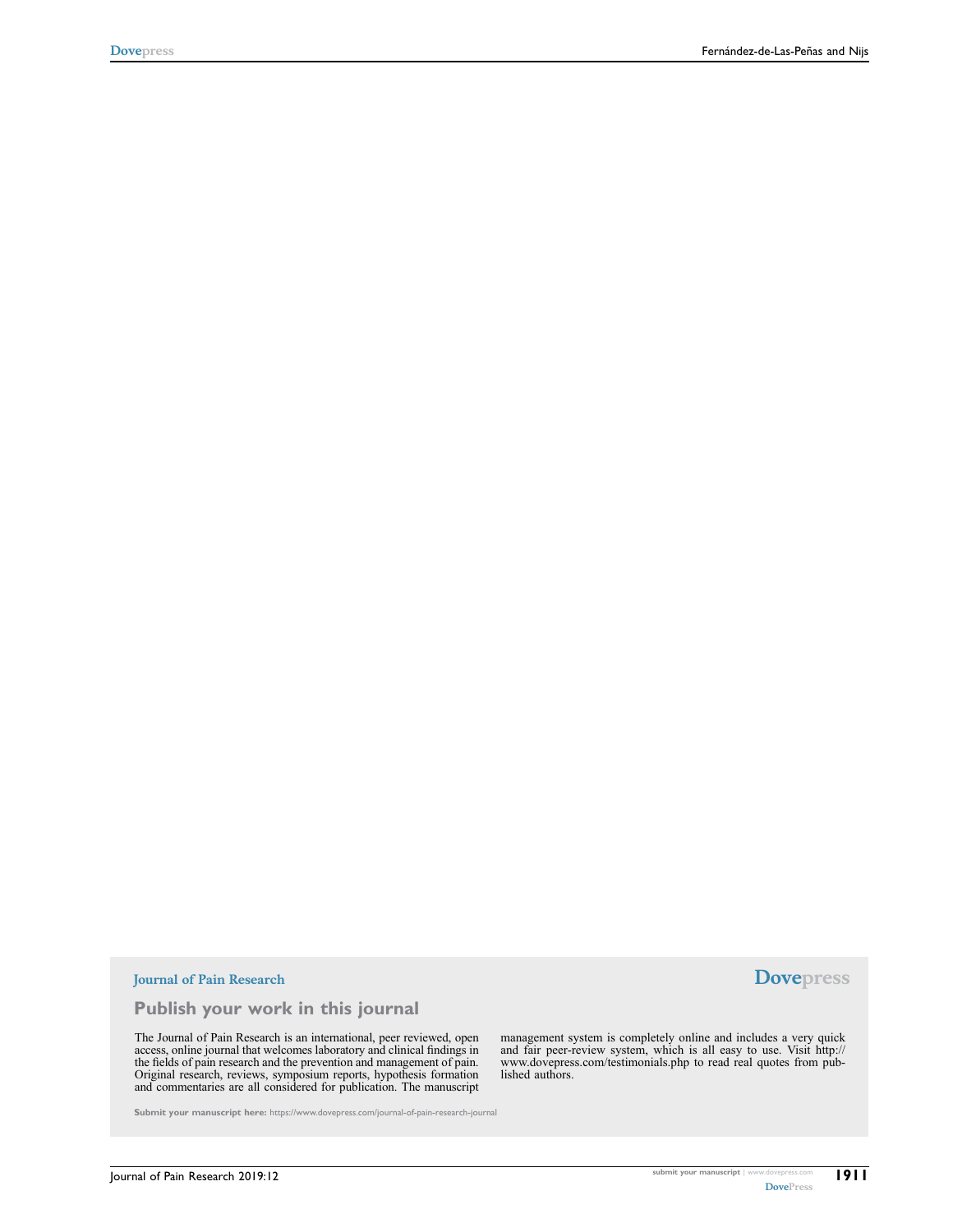**Journal of Pain Research**

**Dovepress**

## Publish your work in this journal

The Journal of Pain Research is an international, peer reviewed, open access, online journal that welcomes laboratory and clinical findings in the fields of pain research and the prevention and management of pain. Original research, reviews, symposium reports, hypothesis formation and commentaries are all considered for publication. The manuscript management system is completely online and includes a very quick and fair peer-review system, which is all easy to use. Visit http://www.dovepress.com/testimonials.php to read real quotes from published authors.

**Submit your manuscript here:** https://www.dovepress.com/journal-of-pain-research-journal